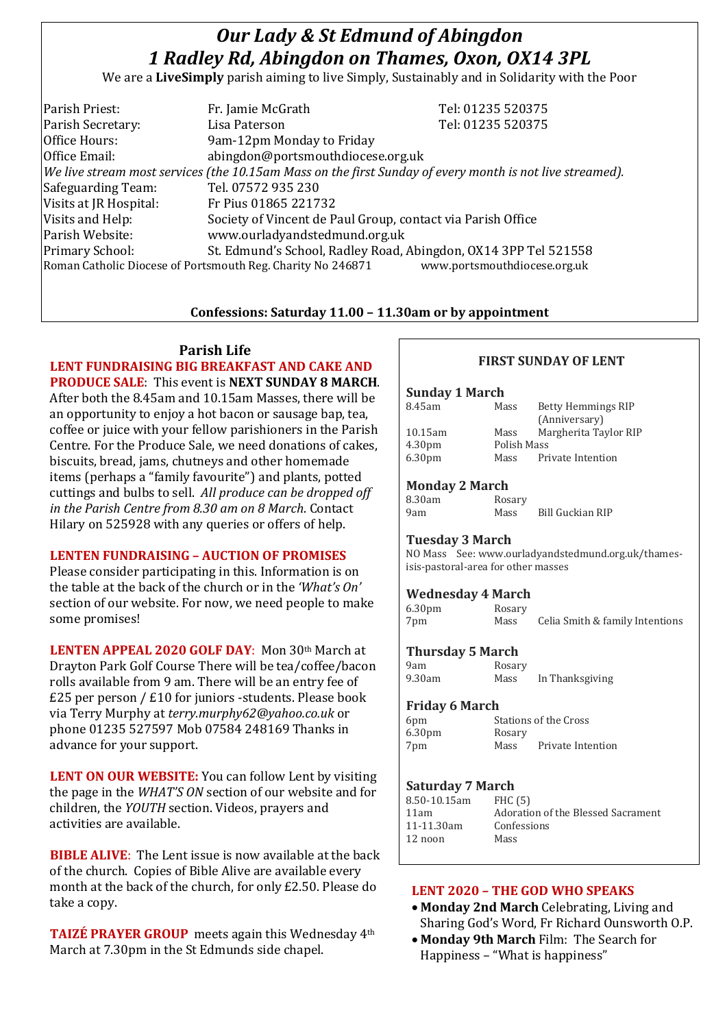# *Our Lady & St Edmund of Abingdon*
# *1 Radley Rd, Abingdon on Thames, Oxon, OX14 3PL*

We are a **LiveSimply** parish aiming to live Simply, Sustainably and in Solidarity with the Poor

| | | |
|---|---|---|
| Parish Priest: | Fr. Jamie McGrath | Tel: 01235 520375 |
| Parish Secretary: | Lisa Paterson | Tel: 01235 520375 |
| Office Hours: | 9am-12pm Monday to Friday | |
| Office Email: | abingdon@portsmouthdiocese.org.uk | |

*We live stream most services (the 10.15am Mass on the first Sunday of every month is not live streamed).*

| | |
|---|---|
| Safeguarding Team: | Tel. 07572 935 230 |
| Visits at JR Hospital: | Fr Pius 01865 221732 |
| Visits and Help: | Society of Vincent de Paul Group, contact via Parish Office |
| Parish Website: | www.ourladyandstedmund.org.uk |
| Primary School: | St. Edmund's School, Radley Road, Abingdon, OX14 3PP Tel 521558 |

Roman Catholic Diocese of Portsmouth Reg. Charity No 246871 www.portsmouthdiocese.org.uk

**Confessions: Saturday 11.00 – 11.30am or by appointment**

## Parish Life

**LENT FUNDRAISING BIG BREAKFAST AND CAKE AND PRODUCE SALE**: This event is **NEXT SUNDAY 8 MARCH**. After both the 8.45am and 10.15am Masses, there will be an opportunity to enjoy a hot bacon or sausage bap, tea, coffee or juice with your fellow parishioners in the Parish Centre. For the Produce Sale, we need donations of cakes, biscuits, bread, jams, chutneys and other homemade items (perhaps a "family favourite") and plants, potted cuttings and bulbs to sell. *All produce can be dropped off in the Parish Centre from 8.30 am on 8 March*. Contact Hilary on 525928 with any queries or offers of help.

**LENTEN FUNDRAISING – AUCTION OF PROMISES**
Please consider participating in this. Information is on the table at the back of the church or in the *'What's On'* section of our website. For now, we need people to make some promises!

**LENTEN APPEAL 2020 GOLF DAY**: Mon 30th March at Drayton Park Golf Course There will be tea/coffee/bacon rolls available from 9 am. There will be an entry fee of £25 per person / £10 for juniors -students. Please book via Terry Murphy at *terry.murphy62@yahoo.co.uk* or phone 01235 527597 Mob 07584 248169 Thanks in advance for your support.

**LENT ON OUR WEBSITE:** You can follow Lent by visiting the page in the *WHAT'S ON* section of our website and for children, the *YOUTH* section. Videos, prayers and activities are available.

**BIBLE ALIVE**: The Lent issue is now available at the back of the church. Copies of Bible Alive are available every month at the back of the church, for only £2.50. Please do take a copy.

**TAIZÉ PRAYER GROUP** meets again this Wednesday 4th March at 7.30pm in the St Edmunds side chapel.

## FIRST SUNDAY OF LENT

**Sunday 1 March**

| | | |
|---|---|---|
| 8.45am | Mass | Betty Hemmings RIP (Anniversary) |
| 10.15am | Mass | Margherita Taylor RIP |
| 4.30pm | Polish Mass | |
| 6.30pm | Mass | Private Intention |

**Monday 2 March**

| | | |
|---|---|---|
| 8.30am | Rosary | |
| 9am | Mass | Bill Guckian RIP |

**Tuesday 3 March**

NO Mass See: www.ourladyandstedmund.org.uk/thames-isis-pastoral-area for other masses

**Wednesday 4 March**

| | | |
|---|---|---|
| 6.30pm | Rosary | |
| 7pm | Mass | Celia Smith & family Intentions |

**Thursday 5 March**

| | | |
|---|---|---|
| 9am | Rosary | |
| 9.30am | Mass | In Thanksgiving |

**Friday 6 March**

| | | |
|---|---|---|
| 6pm | Stations of the Cross | |
| 6.30pm | Rosary | |
| 7pm | Mass | Private Intention |

**Saturday 7 March**

| | |
|---|---|
| 8.50-10.15am | FHC (5) |
| 11am | Adoration of the Blessed Sacrament |
| 11-11.30am | Confessions |
| 12 noon | Mass |

**LENT 2020 – THE GOD WHO SPEAKS**

- **Monday 2nd March** Celebrating, Living and Sharing God's Word, Fr Richard Ounsworth O.P.
- **Monday 9th March** Film: The Search for Happiness – "What is happiness"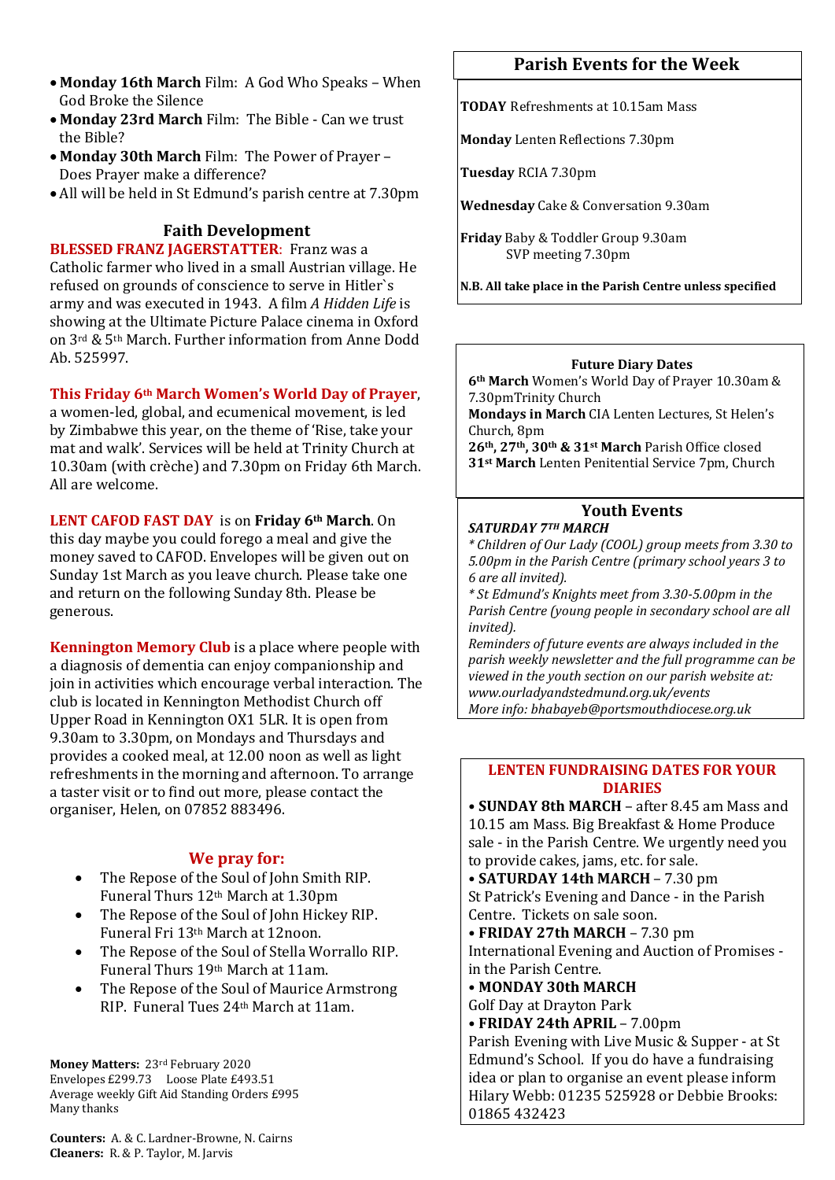- **Monday 16th March** Film: A God Who Speaks – When God Broke the Silence
- **Monday 23rd March** Film: The Bible - Can we trust the Bible?
- **Monday 30th March** Film: The Power of Prayer – Does Prayer make a difference?
- All will be held in St Edmund's parish centre at 7.30pm

## Faith Development

**BLESSED FRANZ JAGERSTATTER**: Franz was a Catholic farmer who lived in a small Austrian village. He refused on grounds of conscience to serve in Hitler`s army and was executed in 1943. A film *A Hidden Life* is showing at the Ultimate Picture Palace cinema in Oxford on 3rd & 5th March. Further information from Anne Dodd Ab. 525997.

**This Friday 6th March Women's World Day of Prayer**, a women-led, global, and ecumenical movement, is led by Zimbabwe this year, on the theme of 'Rise, take your mat and walk'. Services will be held at Trinity Church at 10.30am (with crèche) and 7.30pm on Friday 6th March. All are welcome.

**LENT CAFOD FAST DAY** is on **Friday 6th March**. On this day maybe you could forego a meal and give the money saved to CAFOD. Envelopes will be given out on Sunday 1st March as you leave church. Please take one and return on the following Sunday 8th. Please be generous.

**Kennington Memory Club** is a place where people with a diagnosis of dementia can enjoy companionship and join in activities which encourage verbal interaction. The club is located in Kennington Methodist Church off Upper Road in Kennington OX1 5LR. It is open from 9.30am to 3.30pm, on Mondays and Thursdays and provides a cooked meal, at 12.00 noon as well as light refreshments in the morning and afternoon. To arrange a taster visit or to find out more, please contact the organiser, Helen, on 07852 883496.

## We pray for:

- The Repose of the Soul of John Smith RIP. Funeral Thurs 12th March at 1.30pm
- The Repose of the Soul of John Hickey RIP. Funeral Fri 13th March at 12noon.
- The Repose of the Soul of Stella Worrallo RIP. Funeral Thurs 19th March at 11am.
- The Repose of the Soul of Maurice Armstrong RIP. Funeral Tues 24th March at 11am.

**Money Matters:** 23rd February 2020
Envelopes £299.73 Loose Plate £493.51
Average weekly Gift Aid Standing Orders £995
Many thanks

**Counters:** A. & C. Lardner-Browne, N. Cairns
**Cleaners:** R. & P. Taylor, M. Jarvis

## Parish Events for the Week

**TODAY** Refreshments at 10.15am Mass

**Monday** Lenten Reflections 7.30pm

**Tuesday** RCIA 7.30pm

**Wednesday** Cake & Conversation 9.30am

**Friday** Baby & Toddler Group 9.30am
SVP meeting 7.30pm

**N.B. All take place in the Parish Centre unless specified**

### Future Diary Dates

**6th March** Women's World Day of Prayer 10.30am & 7.30pmTrinity Church
**Mondays in March** CIA Lenten Lectures, St Helen's Church, 8pm
**26th, 27th, 30th & 31st March** Parish Office closed
**31st March** Lenten Penitential Service 7pm, Church

## Youth Events

***SATURDAY 7TH MARCH***

*\* Children of Our Lady (COOL) group meets from 3.30 to 5.00pm in the Parish Centre (primary school years 3 to 6 are all invited).*

*\* St Edmund's Knights meet from 3.30-5.00pm in the Parish Centre (young people in secondary school are all invited).*

*Reminders of future events are always included in the parish weekly newsletter and the full programme can be viewed in the youth section on our parish website at: www.ourladyandstedmund.org.uk/events*

*More info: bhabayeb@portsmouthdiocese.org.uk*

### LENTEN FUNDRAISING DATES FOR YOUR DIARIES

• **SUNDAY 8th MARCH** – after 8.45 am Mass and 10.15 am Mass. Big Breakfast & Home Produce sale - in the Parish Centre. We urgently need you to provide cakes, jams, etc. for sale.

• **SATURDAY 14th MARCH** – 7.30 pm
St Patrick's Evening and Dance - in the Parish Centre. Tickets on sale soon.

• **FRIDAY 27th MARCH** – 7.30 pm
International Evening and Auction of Promises - in the Parish Centre.

• **MONDAY 30th MARCH**
Golf Day at Drayton Park

• **FRIDAY 24th APRIL** – 7.00pm
Parish Evening with Live Music & Supper - at St Edmund's School. If you do have a fundraising idea or plan to organise an event please inform Hilary Webb: 01235 525928 or Debbie Brooks: 01865 432423